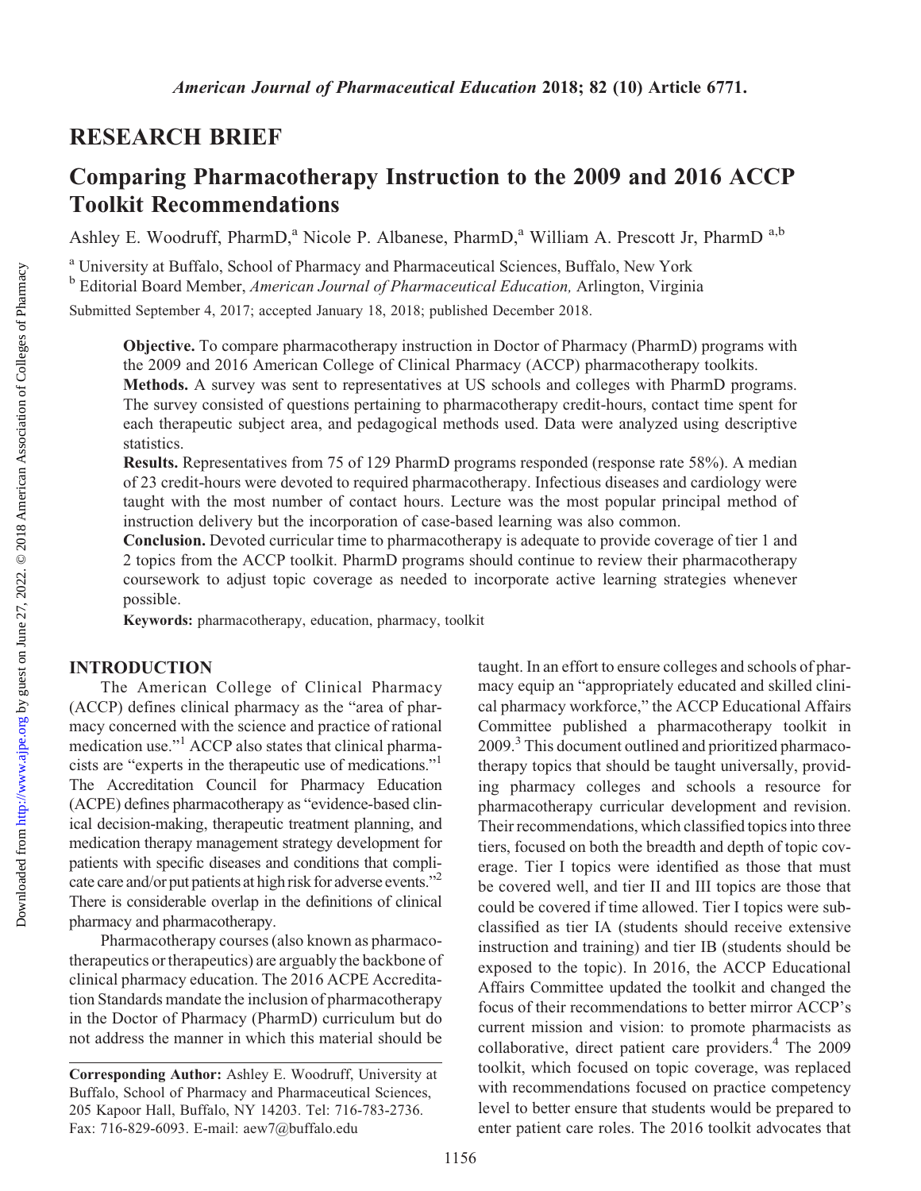## RESEARCH BRIEF

# Comparing Pharmacotherapy Instruction to the 2009 and 2016 ACCP Toolkit Recommendations

Ashley E. Woodruff, PharmD,[a] Nicole P. Albanese, PharmD,[a] William A. Prescott Jr, PharmD [a,b]

[a] University at Buffalo, School of Pharmacy and Pharmaceutical Sciences, Buffalo, New York

[b] Editorial Board Member, *American Journal of Pharmaceutical Education,* Arlington, Virginia

Submitted September 4, 2017; accepted January 18, 2018; published December 2018.

**Objective.** To compare pharmacotherapy instruction in Doctor of Pharmacy (PharmD) programs with the 2009 and 2016 American College of Clinical Pharmacy (ACCP) pharmacotherapy toolkits.

**Methods.** A survey was sent to representatives at US schools and colleges with PharmD programs. The survey consisted of questions pertaining to pharmacotherapy credit-hours, contact time spent for each therapeutic subject area, and pedagogical methods used. Data were analyzed using descriptive statistics.

**Results.** Representatives from 75 of 129 PharmD programs responded (response rate 58%). A median of 23 credit-hours were devoted to required pharmacotherapy. Infectious diseases and cardiology were taught with the most number of contact hours. Lecture was the most popular principal method of instruction delivery but the incorporation of case-based learning was also common.

**Conclusion.** Devoted curricular time to pharmacotherapy is adequate to provide coverage of tier 1 and 2 topics from the ACCP toolkit. PharmD programs should continue to review their pharmacotherapy coursework to adjust topic coverage as needed to incorporate active learning strategies whenever possible.

**Keywords:** pharmacotherapy, education, pharmacy, toolkit

## INTRODUCTION

The American College of Clinical Pharmacy (ACCP) defines clinical pharmacy as the "area of pharmacy concerned with the science and practice of rational medication use."[1] ACCP also states that clinical pharmacists are "experts in the therapeutic use of medications."[1] The Accreditation Council for Pharmacy Education (ACPE) defines pharmacotherapy as "evidence-based clinical decision-making, therapeutic treatment planning, and medication therapy management strategy development for patients with specific diseases and conditions that complicate care and/or put patients at high risk for adverse events."[2] There is considerable overlap in the definitions of clinical pharmacy and pharmacotherapy.

Pharmacotherapy courses (also known as pharmacotherapeutics or therapeutics) are arguably the backbone of clinical pharmacy education. The 2016 ACPE Accreditation Standards mandate the inclusion of pharmacotherapy in the Doctor of Pharmacy (PharmD) curriculum but do not address the manner in which this material should be taught. In an effort to ensure colleges and schools of pharmacy equip an "appropriately educated and skilled clinical pharmacy workforce," the ACCP Educational Affairs Committee published a pharmacotherapy toolkit in 2009.[3] This document outlined and prioritized pharmacotherapy topics that should be taught universally, providing pharmacy colleges and schools a resource for pharmacotherapy curricular development and revision. Their recommendations, which classified topics into three tiers, focused on both the breadth and depth of topic coverage. Tier I topics were identified as those that must be covered well, and tier II and III topics are those that could be covered if time allowed. Tier I topics were subclassified as tier IA (students should receive extensive instruction and training) and tier IB (students should be exposed to the topic). In 2016, the ACCP Educational Affairs Committee updated the toolkit and changed the focus of their recommendations to better mirror ACCP's current mission and vision: to promote pharmacists as collaborative, direct patient care providers.[4] The 2009 toolkit, which focused on topic coverage, was replaced with recommendations focused on practice competency level to better ensure that students would be prepared to enter patient care roles. The 2016 toolkit advocates that

**Corresponding Author:** Ashley E. Woodruff, University at Buffalo, School of Pharmacy and Pharmaceutical Sciences, 205 Kapoor Hall, Buffalo, NY 14203. Tel: 716-783-2736. Fax: 716-829-6093. E-mail: aew7@buffalo.edu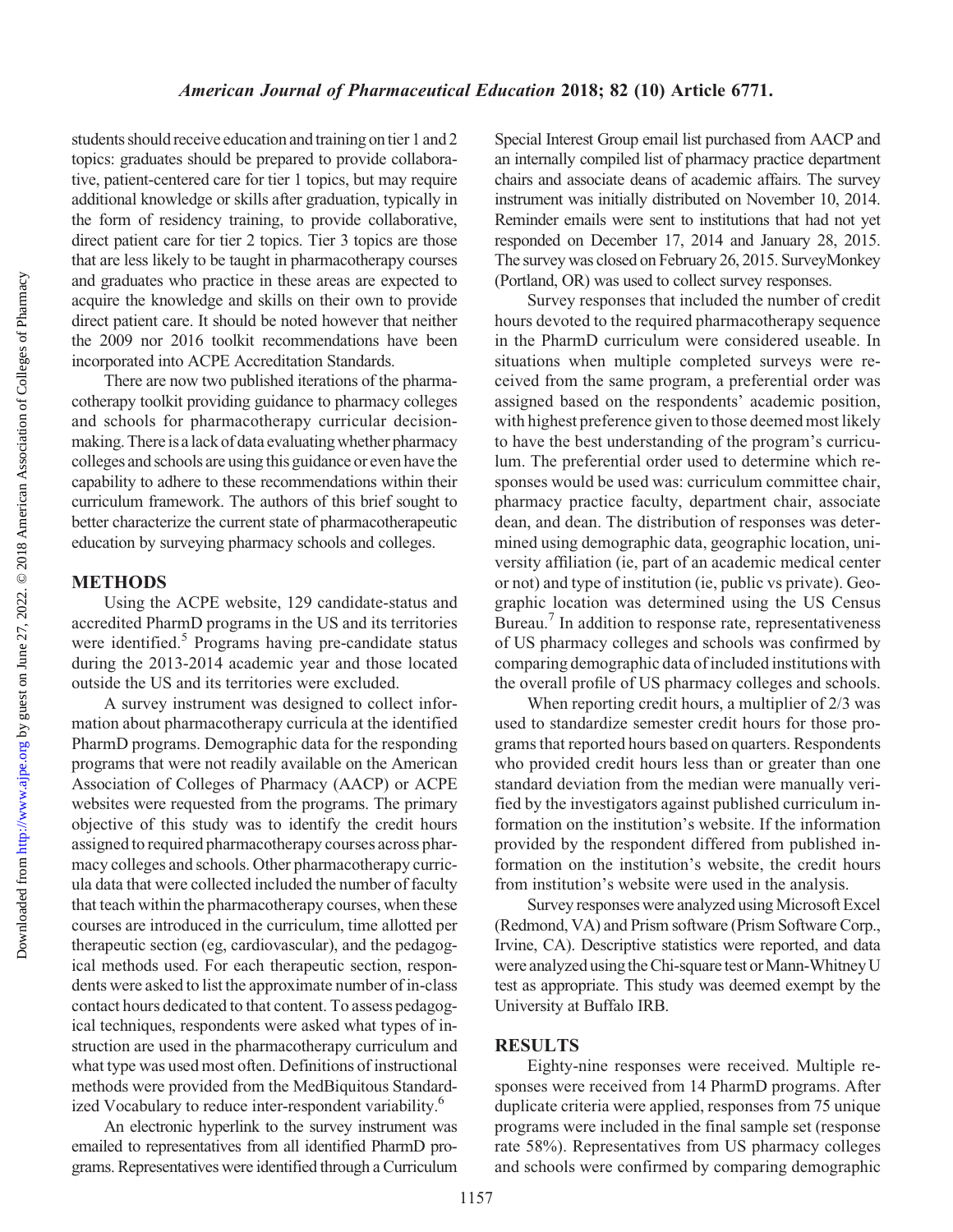students should receive education and training on tier 1 and 2 topics: graduates should be prepared to provide collaborative, patient-centered care for tier 1 topics, but may require additional knowledge or skills after graduation, typically in the form of residency training, to provide collaborative, direct patient care for tier 2 topics. Tier 3 topics are those that are less likely to be taught in pharmacotherapy courses and graduates who practice in these areas are expected to acquire the knowledge and skills on their own to provide direct patient care. It should be noted however that neither the 2009 nor 2016 toolkit recommendations have been incorporated into ACPE Accreditation Standards.

There are now two published iterations of the pharmacotherapy toolkit providing guidance to pharmacy colleges and schools for pharmacotherapy curricular decision-making. There is a lack of data evaluating whether pharmacy colleges and schools are using this guidance or even have the capability to adhere to these recommendations within their curriculum framework. The authors of this brief sought to better characterize the current state of pharmacotherapeutic education by surveying pharmacy schools and colleges.

## METHODS

Using the ACPE website, 129 candidate-status and accredited PharmD programs in the US and its territories were identified.[5] Programs having pre-candidate status during the 2013-2014 academic year and those located outside the US and its territories were excluded.

A survey instrument was designed to collect information about pharmacotherapy curricula at the identified PharmD programs. Demographic data for the responding programs that were not readily available on the American Association of Colleges of Pharmacy (AACP) or ACPE websites were requested from the programs. The primary objective of this study was to identify the credit hours assigned to required pharmacotherapy courses across pharmacy colleges and schools. Other pharmacotherapy curricula data that were collected included the number of faculty that teach within the pharmacotherapy courses, when these courses are introduced in the curriculum, time allotted per therapeutic section (eg, cardiovascular), and the pedagogical methods used. For each therapeutic section, respondents were asked to list the approximate number of in-class contact hours dedicated to that content. To assess pedagogical techniques, respondents were asked what types of instruction are used in the pharmacotherapy curriculum and what type was used most often. Definitions of instructional methods were provided from the MedBiquitous Standardized Vocabulary to reduce inter-respondent variability.[6]

An electronic hyperlink to the survey instrument was emailed to representatives from all identified PharmD programs. Representatives were identified through a Curriculum Special Interest Group email list purchased from AACP and an internally compiled list of pharmacy practice department chairs and associate deans of academic affairs. The survey instrument was initially distributed on November 10, 2014. Reminder emails were sent to institutions that had not yet responded on December 17, 2014 and January 28, 2015. The survey was closed on February 26, 2015. SurveyMonkey (Portland, OR) was used to collect survey responses.

Survey responses that included the number of credit hours devoted to the required pharmacotherapy sequence in the PharmD curriculum were considered useable. In situations when multiple completed surveys were received from the same program, a preferential order was assigned based on the respondents' academic position, with highest preference given to those deemed most likely to have the best understanding of the program's curriculum. The preferential order used to determine which responses would be used was: curriculum committee chair, pharmacy practice faculty, department chair, associate dean, and dean. The distribution of responses was determined using demographic data, geographic location, university affiliation (ie, part of an academic medical center or not) and type of institution (ie, public vs private). Geographic location was determined using the US Census Bureau.[7] In addition to response rate, representativeness of US pharmacy colleges and schools was confirmed by comparing demographic data of included institutions with the overall profile of US pharmacy colleges and schools.

When reporting credit hours, a multiplier of 2/3 was used to standardize semester credit hours for those programs that reported hours based on quarters. Respondents who provided credit hours less than or greater than one standard deviation from the median were manually verified by the investigators against published curriculum information on the institution's website. If the information provided by the respondent differed from published information on the institution's website, the credit hours from institution's website were used in the analysis.

Survey responses were analyzed using Microsoft Excel (Redmond, VA) and Prism software (Prism Software Corp., Irvine, CA). Descriptive statistics were reported, and data were analyzed using the Chi-square test or Mann-Whitney U test as appropriate. This study was deemed exempt by the University at Buffalo IRB.

## RESULTS

Eighty-nine responses were received. Multiple responses were received from 14 PharmD programs. After duplicate criteria were applied, responses from 75 unique programs were included in the final sample set (response rate 58%). Representatives from US pharmacy colleges and schools were confirmed by comparing demographic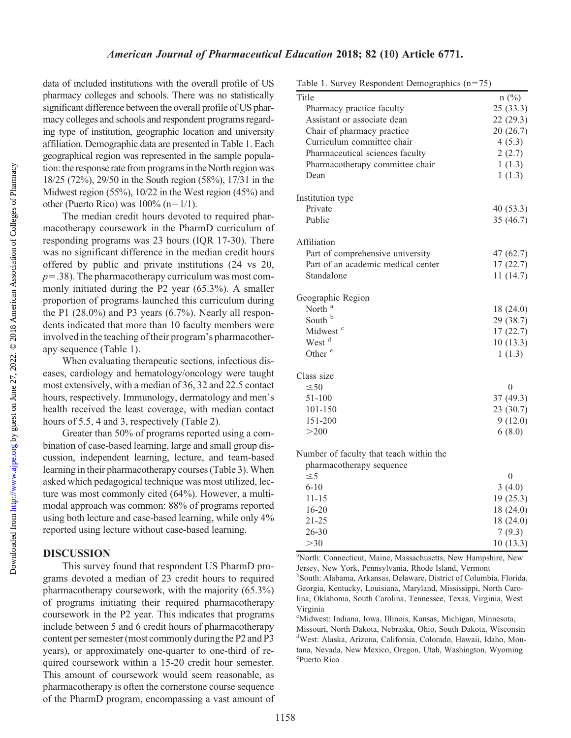data of included institutions with the overall profile of US pharmacy colleges and schools. There was no statistically significant difference between the overall profile of US pharmacy colleges and schools and respondent programs regarding type of institution, geographic location and university affiliation. Demographic data are presented in Table 1. Each geographical region was represented in the sample population: the response rate from programs in the North region was 18/25 (72%), 29/50 in the South region (58%), 17/31 in the Midwest region (55%), 10/22 in the West region (45%) and other (Puerto Rico) was 100% (n=1/1).

The median credit hours devoted to required pharmacotherapy coursework in the PharmD curriculum of responding programs was 23 hours (IQR 17-30). There was no significant difference in the median credit hours offered by public and private institutions (24 vs 20, $p=.38$). The pharmacotherapy curriculum was most commonly initiated during the P2 year (65.3%). A smaller proportion of programs launched this curriculum during the P1 (28.0%) and P3 years (6.7%). Nearly all respondents indicated that more than 10 faculty members were involved in the teaching of their program's pharmacotherapy sequence (Table 1).

When evaluating therapeutic sections, infectious diseases, cardiology and hematology/oncology were taught most extensively, with a median of 36, 32 and 22.5 contact hours, respectively. Immunology, dermatology and men's health received the least coverage, with median contact hours of 5.5, 4 and 3, respectively (Table 2).

Greater than 50% of programs reported using a combination of case-based learning, large and small group discussion, independent learning, lecture, and team-based learning in their pharmacotherapy courses (Table 3). When asked which pedagogical technique was most utilized, lecture was most commonly cited (64%). However, a multimodal approach was common: 88% of programs reported using both lecture and case-based learning, while only 4% reported using lecture without case-based learning.

Table 1. Survey Respondent Demographics (n=75)

| Title | n (%) |
|---|---|
| Pharmacy practice faculty | 25 (33.3) |
| Assistant or associate dean | 22 (29.3) |
| Chair of pharmacy practice | 20 (26.7) |
| Curriculum committee chair | 4 (5.3) |
| Pharmaceutical sciences faculty | 2 (2.7) |
| Pharmacotherapy committee chair | 1 (1.3) |
| Dean | 1 (1.3) |
| **Institution type** | |
| Private | 40 (53.3) |
| Public | 35 (46.7) |
| **Affiliation** | |
| Part of comprehensive university | 47 (62.7) |
| Part of an academic medical center | 17 (22.7) |
| Standalone | 11 (14.7) |
| **Geographic Region** | |
| North [a] | 18 (24.0) |
| South [b] | 29 (38.7) |
| Midwest [c] | 17 (22.7) |
| West [d] | 10 (13.3) |
| Other [e] | 1 (1.3) |
| **Class size** | |
| ≤50 | 0 |
| 51-100 | 37 (49.3) |
| 101-150 | 23 (30.7) |
| 151-200 | 9 (12.0) |
| >200 | 6 (8.0) |
| **Number of faculty that teach within the pharmacotherapy sequence** | |
| ≤5 | 0 |
| 6-10 | 3 (4.0) |
| 11-15 | 19 (25.3) |
| 16-20 | 18 (24.0) |
| 21-25 | 18 (24.0) |
| 26-30 | 7 (9.3) |
| >30 | 10 (13.3) |

[a]North: Connecticut, Maine, Massachusetts, New Hampshire, New Jersey, New York, Pennsylvania, Rhode Island, Vermont
[b]South: Alabama, Arkansas, Delaware, District of Columbia, Florida, Georgia, Kentucky, Louisiana, Maryland, Mississippi, North Carolina, Oklahoma, South Carolina, Tennessee, Texas, Virginia, West Virginia
[c]Midwest: Indiana, Iowa, Illinois, Kansas, Michigan, Minnesota, Missouri, North Dakota, Nebraska, Ohio, South Dakota, Wisconsin
[d]West: Alaska, Arizona, California, Colorado, Hawaii, Idaho, Montana, Nevada, New Mexico, Oregon, Utah, Washington, Wyoming
[e]Puerto Rico

## DISCUSSION

This survey found that respondent US PharmD programs devoted a median of 23 credit hours to required pharmacotherapy coursework, with the majority (65.3%) of programs initiating their required pharmacotherapy coursework in the P2 year. This indicates that programs include between 5 and 6 credit hours of pharmacotherapy content per semester (most commonly during the P2 and P3 years), or approximately one-quarter to one-third of required coursework within a 15-20 credit hour semester. This amount of coursework would seem reasonable, as pharmacotherapy is often the cornerstone course sequence of the PharmD program, encompassing a vast amount of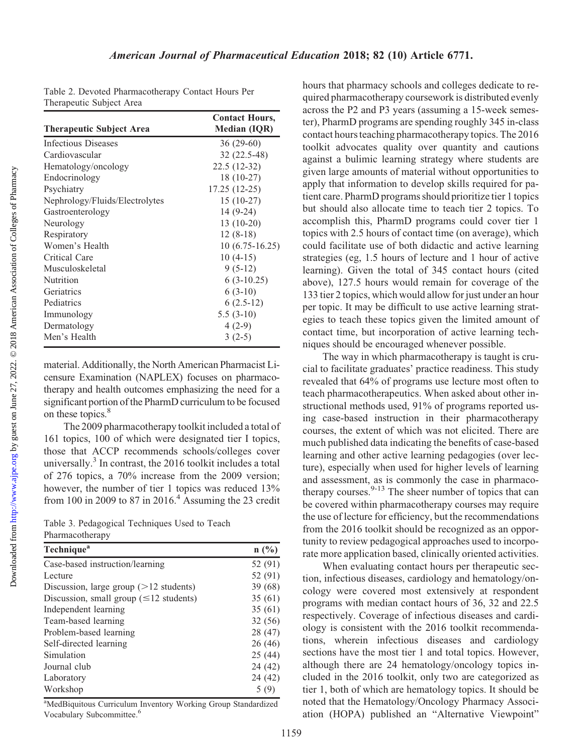Table 2. Devoted Pharmacotherapy Contact Hours Per Therapeutic Subject Area

| Therapeutic Subject Area | Contact Hours, Median (IQR) |
|---|---|
| Infectious Diseases | 36 (29-60) |
| Cardiovascular | 32 (22.5-48) |
| Hematology/oncology | 22.5 (12-32) |
| Endocrinology | 18 (10-27) |
| Psychiatry | 17.25 (12-25) |
| Nephrology/Fluids/Electrolytes | 15 (10-27) |
| Gastroenterology | 14 (9-24) |
| Neurology | 13 (10-20) |
| Respiratory | 12 (8-18) |
| Women's Health | 10 (6.75-16.25) |
| Critical Care | 10 (4-15) |
| Musculoskeletal | 9 (5-12) |
| Nutrition | 6 (3-10.25) |
| Geriatrics | 6 (3-10) |
| Pediatrics | 6 (2.5-12) |
| Immunology | 5.5 (3-10) |
| Dermatology | 4 (2-9) |
| Men's Health | 3 (2-5) |

material. Additionally, the North American Pharmacist Licensure Examination (NAPLEX) focuses on pharmacotherapy and health outcomes emphasizing the need for a significant portion of the PharmD curriculum to be focused on these topics.[8]

The 2009 pharmacotherapy toolkit included a total of 161 topics, 100 of which were designated tier I topics, those that ACCP recommends schools/colleges cover universally.[3] In contrast, the 2016 toolkit includes a total of 276 topics, a 70% increase from the 2009 version; however, the number of tier 1 topics was reduced 13% from 100 in 2009 to 87 in 2016.[4] Assuming the 23 credit hours that pharmacy schools and colleges dedicate to required pharmacotherapy coursework is distributed evenly across the P2 and P3 years (assuming a 15-week semester), PharmD programs are spending roughly 345 in-class contact hours teaching pharmacotherapy topics. The 2016 toolkit advocates quality over quantity and cautions against a bulimic learning strategy where students are given large amounts of material without opportunities to apply that information to develop skills required for patient care. PharmD programs should prioritize tier 1 topics but should also allocate time to teach tier 2 topics. To accomplish this, PharmD programs could cover tier 1 topics with 2.5 hours of contact time (on average), which could facilitate use of both didactic and active learning strategies (eg, 1.5 hours of lecture and 1 hour of active learning). Given the total of 345 contact hours (cited above), 127.5 hours would remain for coverage of the 133 tier 2 topics, which would allow for just under an hour per topic. It may be difficult to use active learning strategies to teach these topics given the limited amount of contact time, but incorporation of active learning techniques should be encouraged whenever possible.

Table 3. Pedagogical Techniques Used to Teach Pharmacotherapy

| Technique[a] | n (%) |
|---|---|
| Case-based instruction/learning | 52 (91) |
| Lecture | 52 (91) |
| Discussion, large group (>12 students) | 39 (68) |
| Discussion, small group (≤12 students) | 35 (61) |
| Independent learning | 35 (61) |
| Team-based learning | 32 (56) |
| Problem-based learning | 28 (47) |
| Self-directed learning | 26 (46) |
| Simulation | 25 (44) |
| Journal club | 24 (42) |
| Laboratory | 24 (42) |
| Workshop | 5 (9) |

[a]MedBiquitous Curriculum Inventory Working Group Standardized Vocabulary Subcommittee.[6]

The way in which pharmacotherapy is taught is crucial to facilitate graduates' practice readiness. This study revealed that 64% of programs use lecture most often to teach pharmacotherapeutics. When asked about other instructional methods used, 91% of programs reported using case-based instruction in their pharmacotherapy courses, the extent of which was not elicited. There are much published data indicating the benefits of case-based learning and other active learning pedagogies (over lecture), especially when used for higher levels of learning and assessment, as is commonly the case in pharmacotherapy courses.[9-13] The sheer number of topics that can be covered within pharmacotherapy courses may require the use of lecture for efficiency, but the recommendations from the 2016 toolkit should be recognized as an opportunity to review pedagogical approaches used to incorporate more application based, clinically oriented activities.

When evaluating contact hours per therapeutic section, infectious diseases, cardiology and hematology/oncology were covered most extensively at respondent programs with median contact hours of 36, 32 and 22.5 respectively. Coverage of infectious diseases and cardiology is consistent with the 2016 toolkit recommendations, wherein infectious diseases and cardiology sections have the most tier 1 and total topics. However, although there are 24 hematology/oncology topics included in the 2016 toolkit, only two are categorized as tier 1, both of which are hematology topics. It should be noted that the Hematology/Oncology Pharmacy Association (HOPA) published an "Alternative Viewpoint"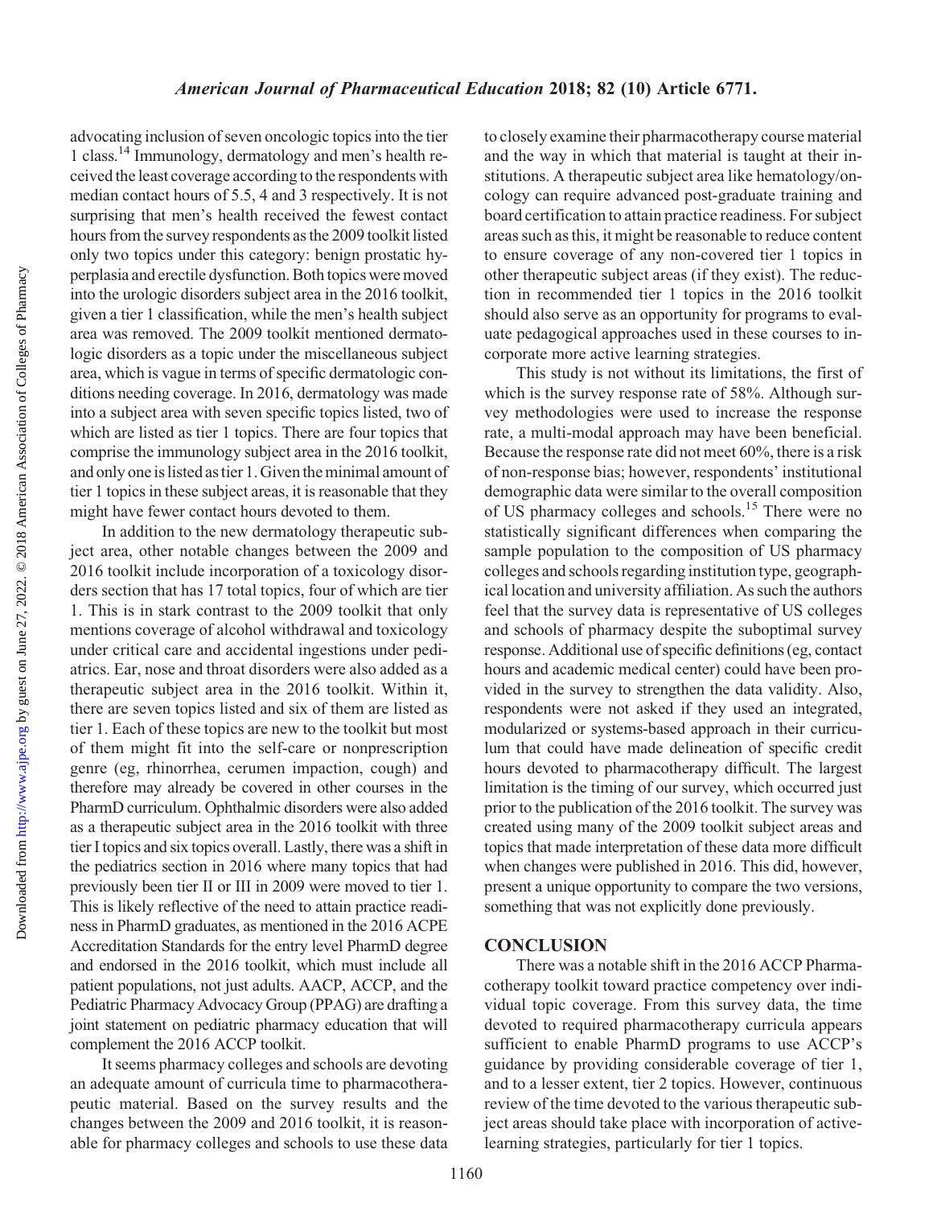advocating inclusion of seven oncologic topics into the tier 1 class.[14] Immunology, dermatology and men's health received the least coverage according to the respondents with median contact hours of 5.5, 4 and 3 respectively. It is not surprising that men's health received the fewest contact hours from the survey respondents as the 2009 toolkit listed only two topics under this category: benign prostatic hyperplasia and erectile dysfunction. Both topics were moved into the urologic disorders subject area in the 2016 toolkit, given a tier 1 classification, while the men's health subject area was removed. The 2009 toolkit mentioned dermatologic disorders as a topic under the miscellaneous subject area, which is vague in terms of specific dermatologic conditions needing coverage. In 2016, dermatology was made into a subject area with seven specific topics listed, two of which are listed as tier 1 topics. There are four topics that comprise the immunology subject area in the 2016 toolkit, and only one is listed as tier 1. Given the minimal amount of tier 1 topics in these subject areas, it is reasonable that they might have fewer contact hours devoted to them.

In addition to the new dermatology therapeutic subject area, other notable changes between the 2009 and 2016 toolkit include incorporation of a toxicology disorders section that has 17 total topics, four of which are tier 1. This is in stark contrast to the 2009 toolkit that only mentions coverage of alcohol withdrawal and toxicology under critical care and accidental ingestions under pediatrics. Ear, nose and throat disorders were also added as a therapeutic subject area in the 2016 toolkit. Within it, there are seven topics listed and six of them are listed as tier 1. Each of these topics are new to the toolkit but most of them might fit into the self-care or nonprescription genre (eg, rhinorrhea, cerumen impaction, cough) and therefore may already be covered in other courses in the PharmD curriculum. Ophthalmic disorders were also added as a therapeutic subject area in the 2016 toolkit with three tier I topics and six topics overall. Lastly, there was a shift in the pediatrics section in 2016 where many topics that had previously been tier II or III in 2009 were moved to tier 1. This is likely reflective of the need to attain practice readiness in PharmD graduates, as mentioned in the 2016 ACPE Accreditation Standards for the entry level PharmD degree and endorsed in the 2016 toolkit, which must include all patient populations, not just adults. AACP, ACCP, and the Pediatric Pharmacy Advocacy Group (PPAG) are drafting a joint statement on pediatric pharmacy education that will complement the 2016 ACCP toolkit.

It seems pharmacy colleges and schools are devoting an adequate amount of curricula time to pharmacotherapeutic material. Based on the survey results and the changes between the 2009 and 2016 toolkit, it is reasonable for pharmacy colleges and schools to use these data to closely examine their pharmacotherapy course material and the way in which that material is taught at their institutions. A therapeutic subject area like hematology/oncology can require advanced post-graduate training and board certification to attain practice readiness. For subject areas such as this, it might be reasonable to reduce content to ensure coverage of any non-covered tier 1 topics in other therapeutic subject areas (if they exist). The reduction in recommended tier 1 topics in the 2016 toolkit should also serve as an opportunity for programs to evaluate pedagogical approaches used in these courses to incorporate more active learning strategies.

This study is not without its limitations, the first of which is the survey response rate of 58%. Although survey methodologies were used to increase the response rate, a multi-modal approach may have been beneficial. Because the response rate did not meet 60%, there is a risk of non-response bias; however, respondents' institutional demographic data were similar to the overall composition of US pharmacy colleges and schools.[15] There were no statistically significant differences when comparing the sample population to the composition of US pharmacy colleges and schools regarding institution type, geographical location and university affiliation. As such the authors feel that the survey data is representative of US colleges and schools of pharmacy despite the suboptimal survey response. Additional use of specific definitions (eg, contact hours and academic medical center) could have been provided in the survey to strengthen the data validity. Also, respondents were not asked if they used an integrated, modularized or systems-based approach in their curriculum that could have made delineation of specific credit hours devoted to pharmacotherapy difficult. The largest limitation is the timing of our survey, which occurred just prior to the publication of the 2016 toolkit. The survey was created using many of the 2009 toolkit subject areas and topics that made interpretation of these data more difficult when changes were published in 2016. This did, however, present a unique opportunity to compare the two versions, something that was not explicitly done previously.

## CONCLUSION

There was a notable shift in the 2016 ACCP Pharmacotherapy toolkit toward practice competency over individual topic coverage. From this survey data, the time devoted to required pharmacotherapy curricula appears sufficient to enable PharmD programs to use ACCP's guidance by providing considerable coverage of tier 1, and to a lesser extent, tier 2 topics. However, continuous review of the time devoted to the various therapeutic subject areas should take place with incorporation of active-learning strategies, particularly for tier 1 topics.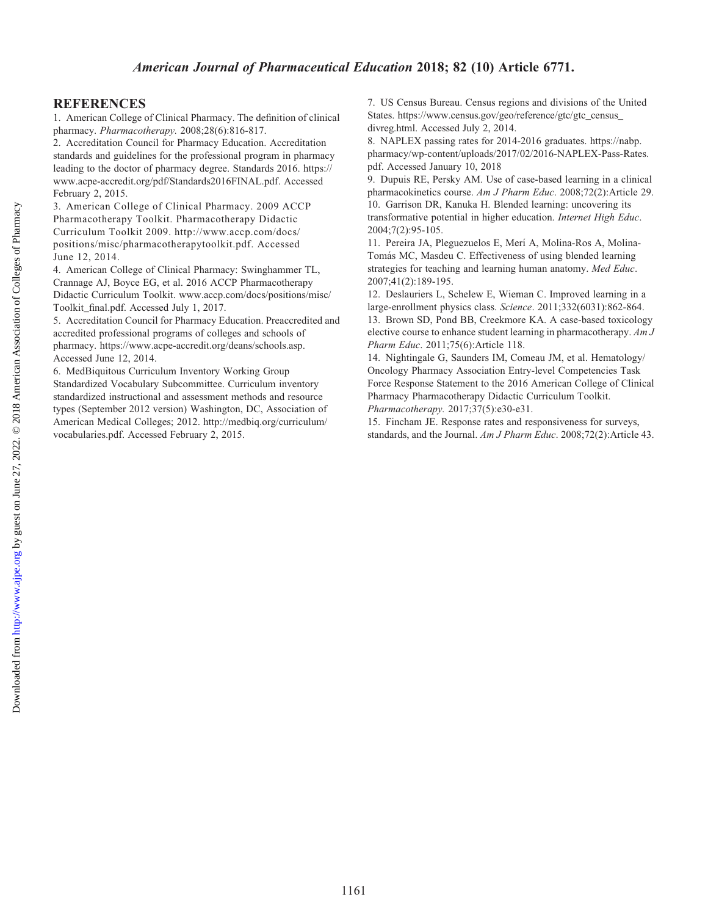## REFERENCES

1. American College of Clinical Pharmacy. The definition of clinical pharmacy. *Pharmacotherapy.* 2008;28(6):816-817.
2. Accreditation Council for Pharmacy Education. Accreditation standards and guidelines for the professional program in pharmacy leading to the doctor of pharmacy degree. Standards 2016. https://www.acpe-accredit.org/pdf/Standards2016FINAL.pdf. Accessed February 2, 2015.
3. American College of Clinical Pharmacy. 2009 ACCP Pharmacotherapy Toolkit. Pharmacotherapy Didactic Curriculum Toolkit 2009. http://www.accp.com/docs/positions/misc/pharmacotherapytoolkit.pdf. Accessed June 12, 2014.
4. American College of Clinical Pharmacy: Swinghammer TL, Crannage AJ, Boyce EG, et al. 2016 ACCP Pharmacotherapy Didactic Curriculum Toolkit. www.accp.com/docs/positions/misc/Toolkit_final.pdf. Accessed July 1, 2017.
5. Accreditation Council for Pharmacy Education. Preaccredited and accredited professional programs of colleges and schools of pharmacy. https://www.acpe-accredit.org/deans/schools.asp. Accessed June 12, 2014.
6. MedBiquitous Curriculum Inventory Working Group Standardized Vocabulary Subcommittee. Curriculum inventory standardized instructional and assessment methods and resource types (September 2012 version) Washington, DC, Association of American Medical Colleges; 2012. http://medbiq.org/curriculum/vocabularies.pdf. Accessed February 2, 2015.
7. US Census Bureau. Census regions and divisions of the United States. https://www.census.gov/geo/reference/gtc/gtc_census_divreg.html. Accessed July 2, 2014.
8. NAPLEX passing rates for 2014-2016 graduates. https://nabp.pharmacy/wp-content/uploads/2017/02/2016-NAPLEX-Pass-Rates.pdf. Accessed January 10, 2018
9. Dupuis RE, Persky AM. Use of case-based learning in a clinical pharmacokinetics course. *Am J Pharm Educ*. 2008;72(2):Article 29.
10. Garrison DR, Kanuka H. Blended learning: uncovering its transformative potential in higher education. *Internet High Educ*. 2004;7(2):95-105.
11. Pereira JA, Pleguezuelos E, Merí A, Molina-Ros A, Molina-Tomás MC, Masdeu C. Effectiveness of using blended learning strategies for teaching and learning human anatomy. *Med Educ*. 2007;41(2):189-195.
12. Deslauriers L, Schelew E, Wieman C. Improved learning in a large-enrollment physics class. *Science*. 2011;332(6031):862-864.
13. Brown SD, Pond BB, Creekmore KA. A case-based toxicology elective course to enhance student learning in pharmacotherapy. *Am J Pharm Educ*. 2011;75(6):Article 118.
14. Nightingale G, Saunders IM, Comeau JM, et al. Hematology/Oncology Pharmacy Association Entry-level Competencies Task Force Response Statement to the 2016 American College of Clinical Pharmacy Pharmacotherapy Didactic Curriculum Toolkit. *Pharmacotherapy.* 2017;37(5):e30-e31.
15. Fincham JE. Response rates and responsiveness for surveys, standards, and the Journal. *Am J Pharm Educ*. 2008;72(2):Article 43.